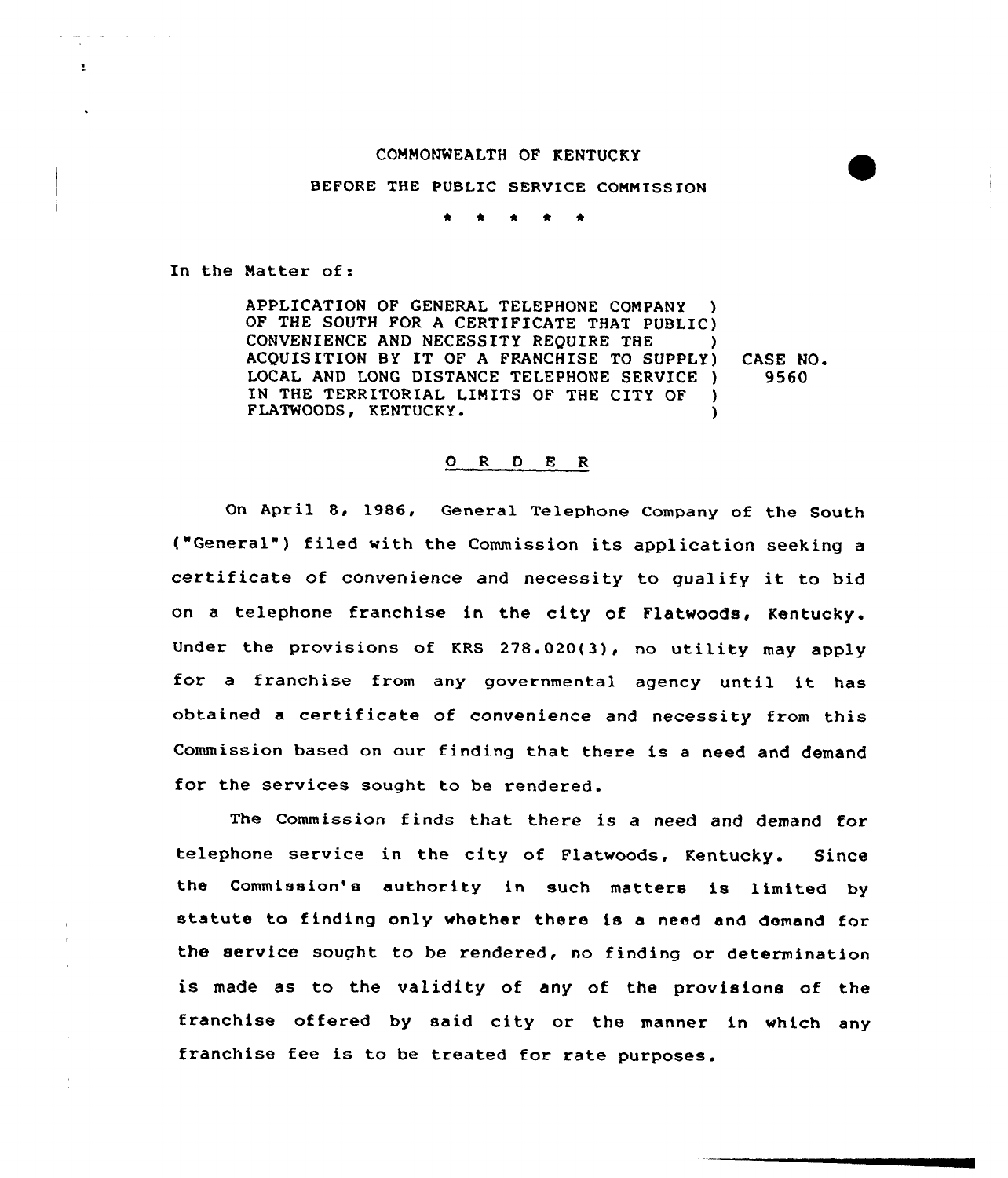COMMONWEALTH OF KENTUCKY

BEFORE THE PUBLIC SERVICE COMMISSION

\* \* \* \* \*

In the Matter of:

| | |
|---|---|
| APPLICATION OF GENERAL TELEPHONE COMPANY OF THE SOUTH FOR A CERTIFICATE THAT PUBLIC CONVENIENCE AND NECESSITY REQUIRE THE ACQUISITION BY IT OF A FRANCHISE TO SUPPLY LOCAL AND LONG DISTANCE TELEPHONE SERVICE IN THE TERRITORIAL LIMITS OF THE CITY OF FLATWOODS, KENTUCKY. | CASE NO. 9560 |

## O R D E R

On April 8, 1986, General Telephone Company of the South ("General") filed with the Commission its application seeking a certificate of convenience and necessity to qualify it to bid on a telephone franchise in the city of Flatwoods, Kentucky. Under the provisions of KRS 278.020(3), no utility may apply for a franchise from any governmental agency until it has obtained a certificate of convenience and necessity from this Commission based on our finding that there is a need and demand for the services sought to be rendered.

The Commission finds that there is a need and demand for telephone service in the city of Flatwoods, Kentucky. Since the Commission's authority in such matters is limited by statute to finding only whether there is a need and demand for the service sought to be rendered, no finding or determination is made as to the validity of any of the provisions of the franchise offered by said city or the manner in which any franchise fee is to be treated for rate purposes.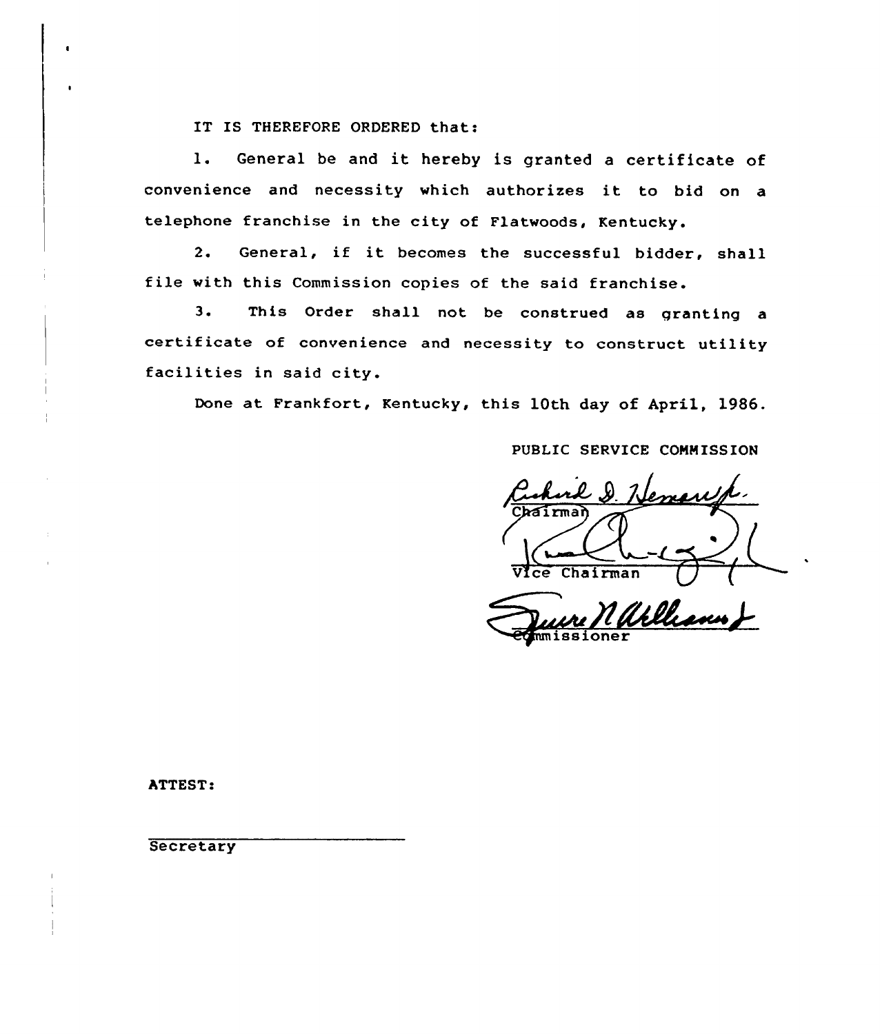IT IS THEREFORE ORDERED that:

1. General be and it hereby is granted a certificate of convenience and necessity which authorizes it to bid on a telephone franchise in the city of Flatwoods, Kentucky.

2. General, if it becomes the successful bidder, shall file with this Commission copies of the said franchise.

3. This Order shall not be construed as granting a certificate of convenience and necessity to construct utility facilities in said city.

Done at Frankfort, Kentucky, this 10th day of April, 1986.

PUBLIC SERVICE COMMISSION

Richard D. Heman Jr.
Chairman

Vice Chairman

Commissioner

ATTEST:

Secretary